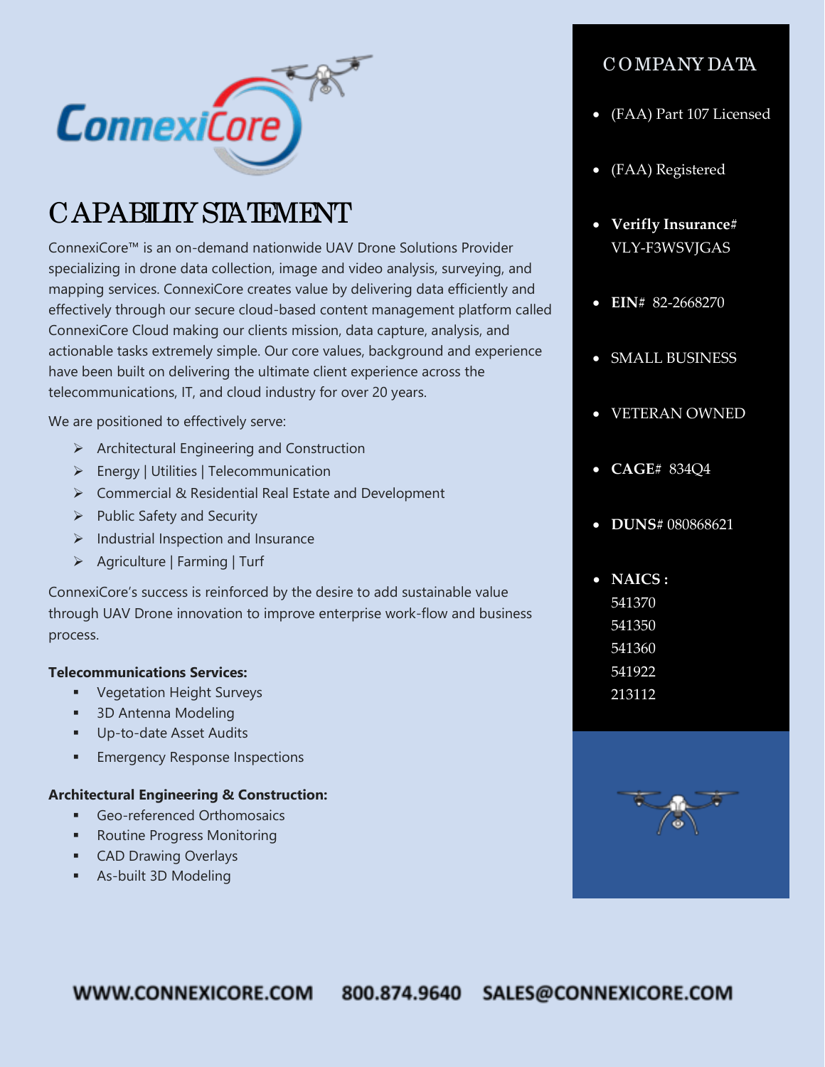# CAPABILITY STATEMENT

ConnexiCore™ is an on-demand nationwide UAV Drone Solutions Provider specializing in drone data collection, image and video analysis, surveying, and mapping services. ConnexiCore creates value by delivering data efficiently and effectively through our secure cloud-based content management platform called ConnexiCore Cloud making our clients mission, data capture, analysis, and actionable tasks extremely simple. Our core values, background and experience have been built on delivering the ultimate client experience across the telecommunications, IT, and cloud industry for over 20 years.

We are positioned to effectively serve:

- Architectural Engineering and Construction
- Energy | Utilities | Telecommunication
- Commercial & Residential Real Estate and Development
- Public Safety and Security
- Industrial Inspection and Insurance
- Agriculture | Farming | Turf

ConnexiCore's success is reinforced by the desire to add sustainable value through UAV Drone innovation to improve enterprise work-flow and business process.

**Telecommunications Services:**

- Vegetation Height Surveys
- 3D Antenna Modeling
- Up-to-date Asset Audits
- Emergency Response Inspections

**Architectural Engineering & Construction:**

- Geo-referenced Orthomosaics
- Routine Progress Monitoring
- CAD Drawing Overlays
- As-built 3D Modeling

## COMPANY DATA

- (FAA) Part 107 Licensed
- (FAA) Registered
- **Verifly Insurance**# VLY-F3WSVJGAS
- **EIN**# 82-2668270
- SMALL BUSINESS
- VETERAN OWNED
- **CAGE**# 834Q4
- **DUNS**# 080868621
- **NAICS :**
  541370
  541350
  541360
  541922
  213112

WWW.CONNEXICORE.COM 800.874.9640 SALES@CONNEXICORE.COM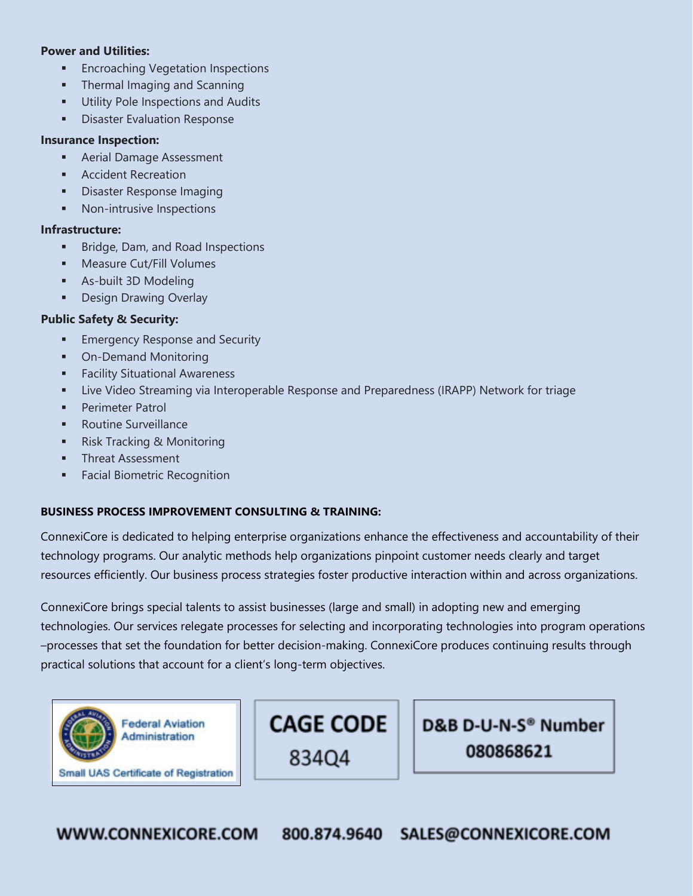**Power and Utilities:**

- Encroaching Vegetation Inspections
- Thermal Imaging and Scanning
- Utility Pole Inspections and Audits
- Disaster Evaluation Response

**Insurance Inspection:**

- Aerial Damage Assessment
- Accident Recreation
- Disaster Response Imaging
- Non-intrusive Inspections

**Infrastructure:**

- Bridge, Dam, and Road Inspections
- Measure Cut/Fill Volumes
- As-built 3D Modeling
- Design Drawing Overlay

**Public Safety & Security:**

- Emergency Response and Security
- On-Demand Monitoring
- Facility Situational Awareness
- Live Video Streaming via Interoperable Response and Preparedness (IRAPP) Network for triage
- Perimeter Patrol
- Routine Surveillance
- Risk Tracking & Monitoring
- Threat Assessment
- Facial Biometric Recognition

**BUSINESS PROCESS IMPROVEMENT CONSULTING & TRAINING:**

ConnexiCore is dedicated to helping enterprise organizations enhance the effectiveness and accountability of their technology programs. Our analytic methods help organizations pinpoint customer needs clearly and target resources efficiently. Our business process strategies foster productive interaction within and across organizations.

ConnexiCore brings special talents to assist businesses (large and small) in adopting new and emerging technologies. Our services relegate processes for selecting and incorporating technologies into program operations –processes that set the foundation for better decision-making. ConnexiCore produces continuing results through practical solutions that account for a client's long-term objectives.

Federal Aviation Administration
Small UAS Certificate of Registration

**CAGE CODE**
834Q4

**D&B D-U-N-S® Number**
**080868621**

**WWW.CONNEXICORE.COM 800.874.9640 SALES@CONNEXICORE.COM**